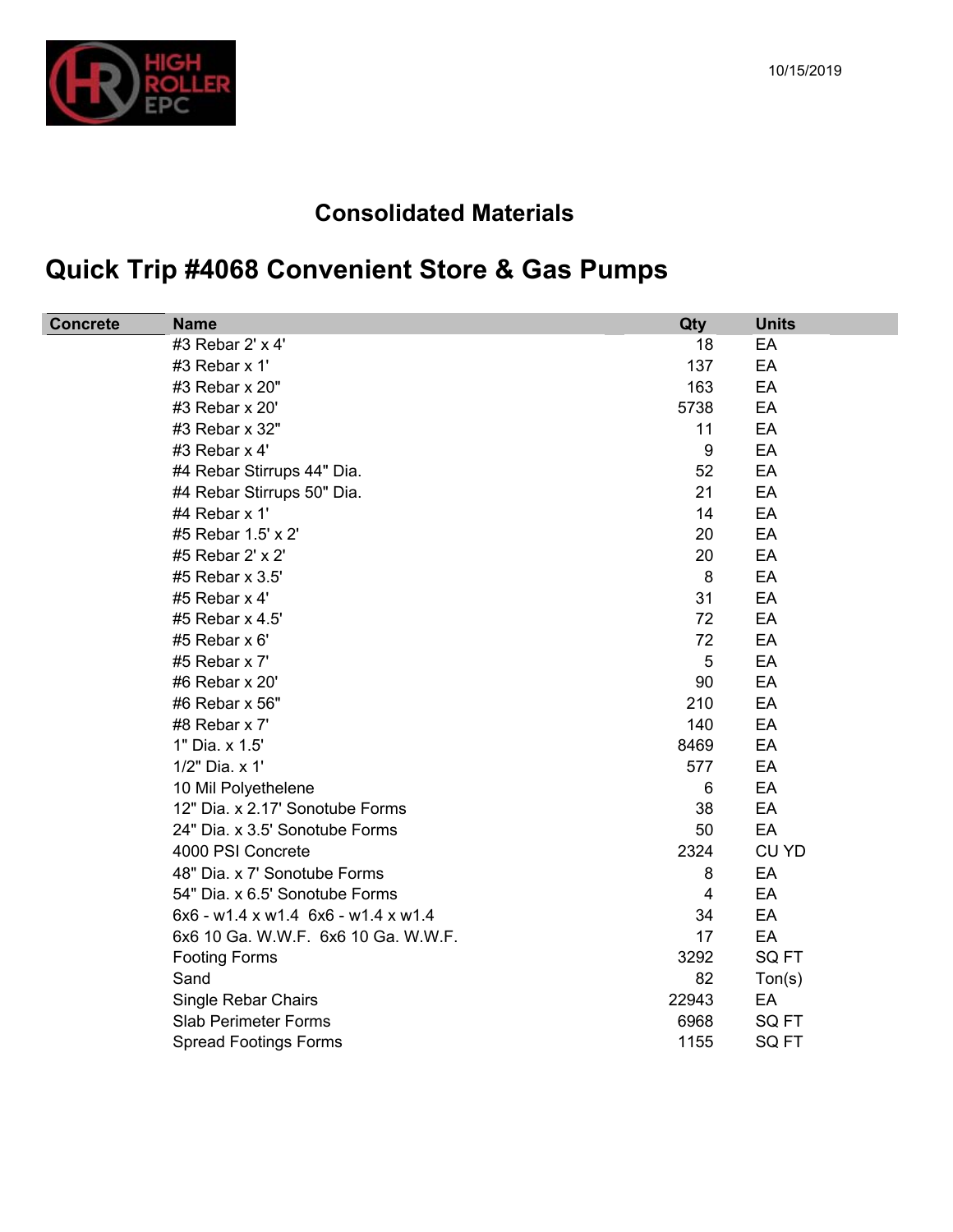10/15/2019

## Consolidated Materials

# Quick Trip #4068 Convenient Store & Gas Pumps

| Concrete | Name | Qty | Units |
|---|---|---|---|
| | #3 Rebar 2' x 4' | 18 | EA |
| | #3 Rebar x 1' | 137 | EA |
| | #3 Rebar x 20" | 163 | EA |
| | #3 Rebar x 20' | 5738 | EA |
| | #3 Rebar x 32" | 11 | EA |
| | #3 Rebar x 4' | 9 | EA |
| | #4 Rebar Stirrups 44" Dia. | 52 | EA |
| | #4 Rebar Stirrups 50" Dia. | 21 | EA |
| | #4 Rebar x 1' | 14 | EA |
| | #5 Rebar 1.5' x 2' | 20 | EA |
| | #5 Rebar 2' x 2' | 20 | EA |
| | #5 Rebar x 3.5' | 8 | EA |
| | #5 Rebar x 4' | 31 | EA |
| | #5 Rebar x 4.5' | 72 | EA |
| | #5 Rebar x 6' | 72 | EA |
| | #5 Rebar x 7' | 5 | EA |
| | #6 Rebar x 20' | 90 | EA |
| | #6 Rebar x 56" | 210 | EA |
| | #8 Rebar x 7' | 140 | EA |
| | 1" Dia. x 1.5' | 8469 | EA |
| | 1/2" Dia. x 1' | 577 | EA |
| | 10 Mil Polyethelene | 6 | EA |
| | 12" Dia. x 2.17' Sonotube Forms | 38 | EA |
| | 24" Dia. x 3.5' Sonotube Forms | 50 | EA |
| | 4000 PSI Concrete | 2324 | CU YD |
| | 48" Dia. x 7' Sonotube Forms | 8 | EA |
| | 54" Dia. x 6.5' Sonotube Forms | 4 | EA |
| | 6x6 - w1.4 x w1.4 6x6 - w1.4 x w1.4 | 34 | EA |
| | 6x6 10 Ga. W.W.F. 6x6 10 Ga. W.W.F. | 17 | EA |
| | Footing Forms | 3292 | SQ FT |
| | Sand | 82 | Ton(s) |
| | Single Rebar Chairs | 22943 | EA |
| | Slab Perimeter Forms | 6968 | SQ FT |
| | Spread Footings Forms | 1155 | SQ FT |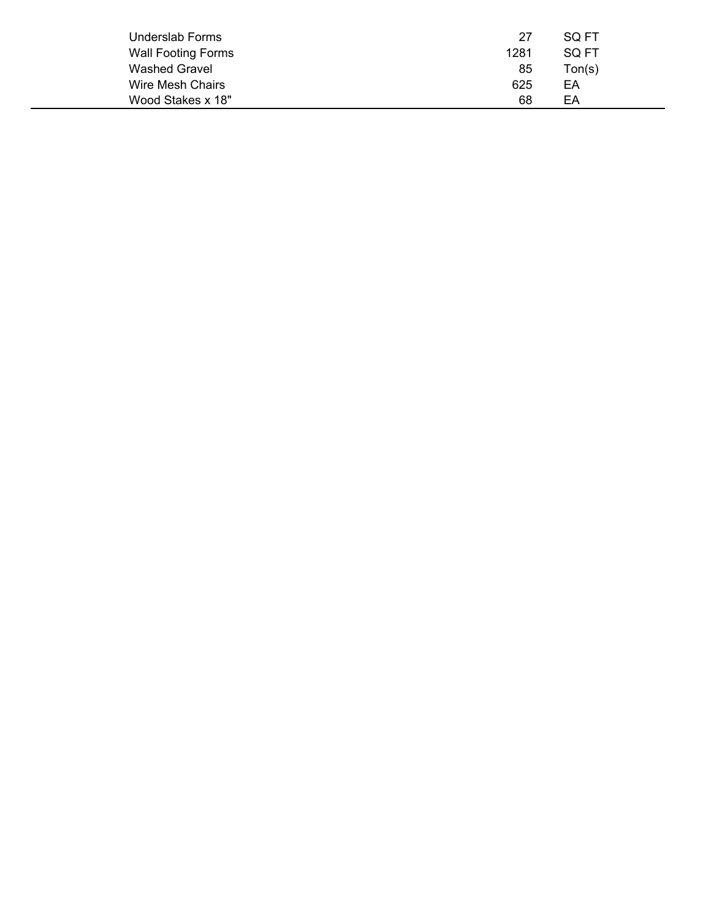| | | |
|---|---|---|
| Underslab Forms | 27 | SQ FT |
| Wall Footing Forms | 1281 | SQ FT |
| Washed Gravel | 85 | Ton(s) |
| Wire Mesh Chairs | 625 | EA |
| Wood Stakes x 18" | 68 | EA |